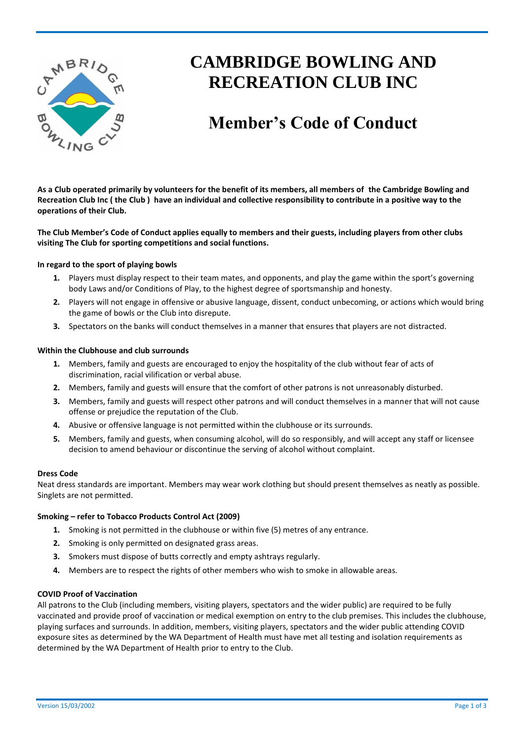# CAMBRIDGE BOWLING AND RECREATION CLUB INC

# Member's Code of Conduct

**As a Club operated primarily by volunteers for the benefit of its members, all members of the Cambridge Bowling and Recreation Club Inc ( the Club ) have an individual and collective responsibility to contribute in a positive way to the operations of their Club.**

**The Club Member's Code of Conduct applies equally to members and their guests, including players from other clubs visiting The Club for sporting competitions and social functions.**

**In regard to the sport of playing bowls**

1. Players must display respect to their team mates, and opponents, and play the game within the sport's governing body Laws and/or Conditions of Play, to the highest degree of sportsmanship and honesty.
2. Players will not engage in offensive or abusive language, dissent, conduct unbecoming, or actions which would bring the game of bowls or the Club into disrepute.
3. Spectators on the banks will conduct themselves in a manner that ensures that players are not distracted.

**Within the Clubhouse and club surrounds**

1. Members, family and guests are encouraged to enjoy the hospitality of the club without fear of acts of discrimination, racial vilification or verbal abuse.
2. Members, family and guests will ensure that the comfort of other patrons is not unreasonably disturbed.
3. Members, family and guests will respect other patrons and will conduct themselves in a manner that will not cause offense or prejudice the reputation of the Club.
4. Abusive or offensive language is not permitted within the clubhouse or its surrounds.
5. Members, family and guests, when consuming alcohol, will do so responsibly, and will accept any staff or licensee decision to amend behaviour or discontinue the serving of alcohol without complaint.

**Dress Code**

Neat dress standards are important. Members may wear work clothing but should present themselves as neatly as possible. Singlets are not permitted.

**Smoking – refer to Tobacco Products Control Act (2009)**

1. Smoking is not permitted in the clubhouse or within five (5) metres of any entrance.
2. Smoking is only permitted on designated grass areas.
3. Smokers must dispose of butts correctly and empty ashtrays regularly.
4. Members are to respect the rights of other members who wish to smoke in allowable areas.

**COVID Proof of Vaccination**

All patrons to the Club (including members, visiting players, spectators and the wider public) are required to be fully vaccinated and provide proof of vaccination or medical exemption on entry to the club premises. This includes the clubhouse, playing surfaces and surrounds. In addition, members, visiting players, spectators and the wider public attending COVID exposure sites as determined by the WA Department of Health must have met all testing and isolation requirements as determined by the WA Department of Health prior to entry to the Club.

Version 15/03/2002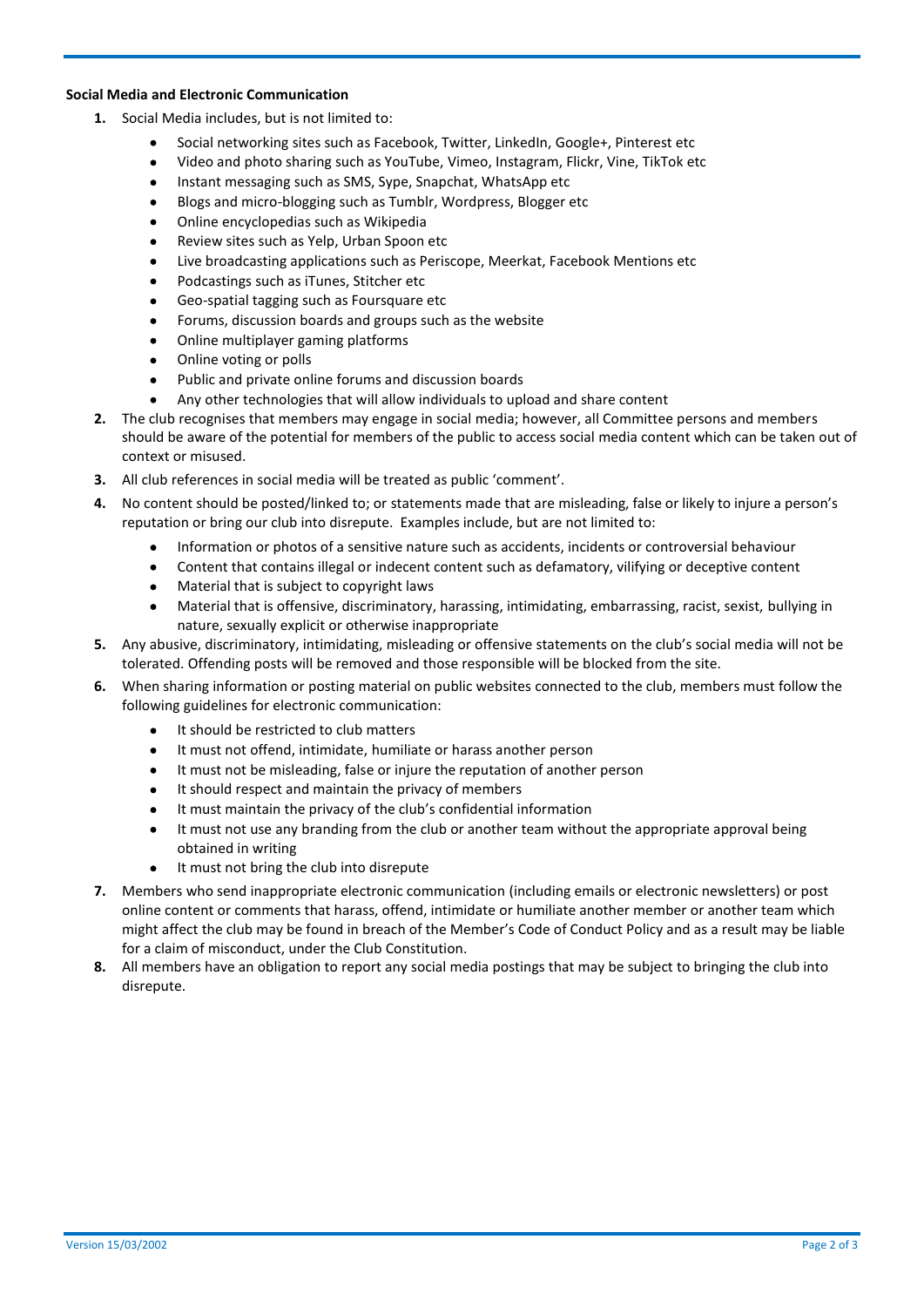**Social Media and Electronic Communication**

1. Social Media includes, but is not limited to:
   - Social networking sites such as Facebook, Twitter, LinkedIn, Google+, Pinterest etc
   - Video and photo sharing such as YouTube, Vimeo, Instagram, Flickr, Vine, TikTok etc
   - Instant messaging such as SMS, Sype, Snapchat, WhatsApp etc
   - Blogs and micro-blogging such as Tumblr, Wordpress, Blogger etc
   - Online encyclopedias such as Wikipedia
   - Review sites such as Yelp, Urban Spoon etc
   - Live broadcasting applications such as Periscope, Meerkat, Facebook Mentions etc
   - Podcastings such as iTunes, Stitcher etc
   - Geo-spatial tagging such as Foursquare etc
   - Forums, discussion boards and groups such as the website
   - Online multiplayer gaming platforms
   - Online voting or polls
   - Public and private online forums and discussion boards
   - Any other technologies that will allow individuals to upload and share content
2. The club recognises that members may engage in social media; however, all Committee persons and members should be aware of the potential for members of the public to access social media content which can be taken out of context or misused.
3. All club references in social media will be treated as public 'comment'.
4. No content should be posted/linked to; or statements made that are misleading, false or likely to injure a person's reputation or bring our club into disrepute. Examples include, but are not limited to:
   - Information or photos of a sensitive nature such as accidents, incidents or controversial behaviour
   - Content that contains illegal or indecent content such as defamatory, vilifying or deceptive content
   - Material that is subject to copyright laws
   - Material that is offensive, discriminatory, harassing, intimidating, embarrassing, racist, sexist, bullying in nature, sexually explicit or otherwise inappropriate
5. Any abusive, discriminatory, intimidating, misleading or offensive statements on the club's social media will not be tolerated. Offending posts will be removed and those responsible will be blocked from the site.
6. When sharing information or posting material on public websites connected to the club, members must follow the following guidelines for electronic communication:
   - It should be restricted to club matters
   - It must not offend, intimidate, humiliate or harass another person
   - It must not be misleading, false or injure the reputation of another person
   - It should respect and maintain the privacy of members
   - It must maintain the privacy of the club's confidential information
   - It must not use any branding from the club or another team without the appropriate approval being obtained in writing
   - It must not bring the club into disrepute
7. Members who send inappropriate electronic communication (including emails or electronic newsletters) or post online content or comments that harass, offend, intimidate or humiliate another member or another team which might affect the club may be found in breach of the Member's Code of Conduct Policy and as a result may be liable for a claim of misconduct, under the Club Constitution.
8. All members have an obligation to report any social media postings that may be subject to bringing the club into disrepute.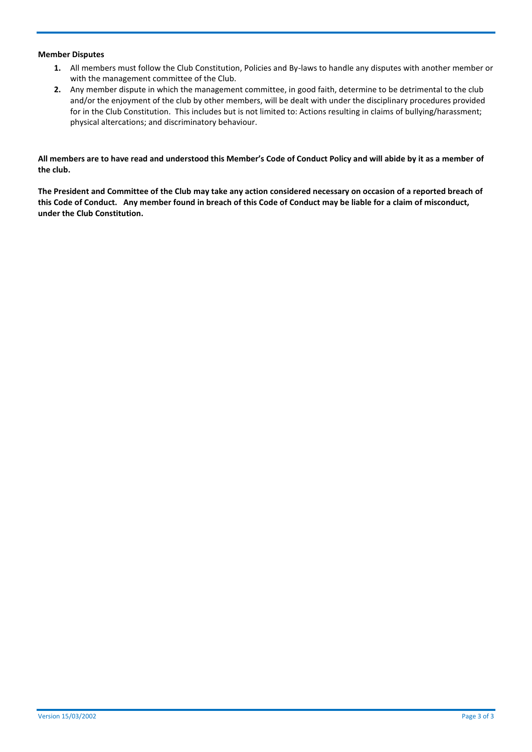**Member Disputes**

1. All members must follow the Club Constitution, Policies and By-laws to handle any disputes with another member or with the management committee of the Club.
2. Any member dispute in which the management committee, in good faith, determine to be detrimental to the club and/or the enjoyment of the club by other members, will be dealt with under the disciplinary procedures provided for in the Club Constitution. This includes but is not limited to: Actions resulting in claims of bullying/harassment; physical altercations; and discriminatory behaviour.

**All members are to have read and understood this Member's Code of Conduct Policy and will abide by it as a member of the club.**

**The President and Committee of the Club may take any action considered necessary on occasion of a reported breach of this Code of Conduct. Any member found in breach of this Code of Conduct may be liable for a claim of misconduct, under the Club Constitution.**